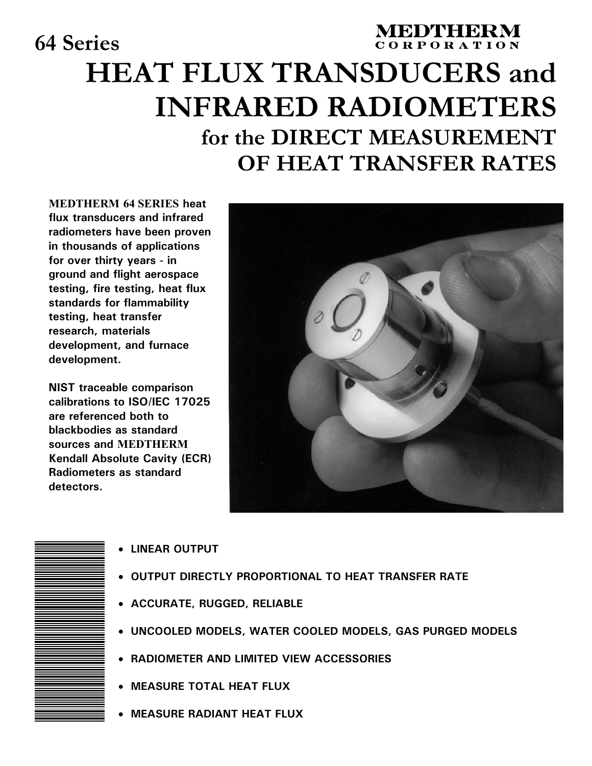64 Series

**MEDTHERM CORPORATION**

# HEAT FLUX TRANSDUCERS and INFRARED RADIOMETERS

## for the DIRECT MEASUREMENT OF HEAT TRANSFER RATES

**MEDTHERM 64 SERIES heat flux transducers and infrared radiometers have been proven in thousands of applications for over thirty years - in ground and flight aerospace testing, fire testing, heat flux standards for flammability testing, heat transfer research, materials development, and furnace development.**

**NIST traceable comparison calibrations to ISO/IEC 17025 are referenced both to blackbodies as standard sources and MEDTHERM Kendall Absolute Cavity (ECR) Radiometers as standard detectors.**

- **LINEAR OUTPUT**
- **OUTPUT DIRECTLY PROPORTIONAL TO HEAT TRANSFER RATE**
- **ACCURATE, RUGGED, RELIABLE**
- **UNCOOLED MODELS, WATER COOLED MODELS, GAS PURGED MODELS**
- **RADIOMETER AND LIMITED VIEW ACCESSORIES**
- **MEASURE TOTAL HEAT FLUX**
- **MEASURE RADIANT HEAT FLUX**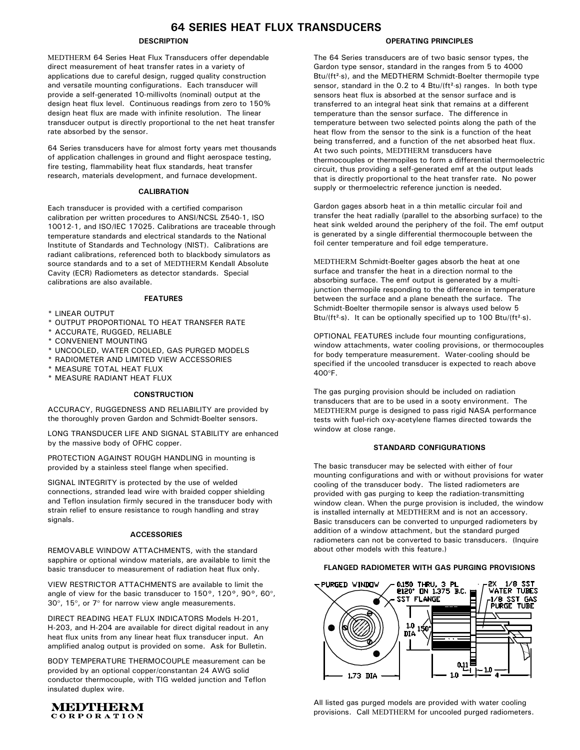# 64 SERIES HEAT FLUX TRANSDUCERS

## DESCRIPTION

MEDTHERM 64 Series Heat Flux Transducers offer dependable direct measurement of heat transfer rates in a variety of applications due to careful design, rugged quality construction and versatile mounting configurations. Each transducer will provide a self-generated 10-millivolts (nominal) output at the design heat flux level. Continuous readings from zero to 150% design heat flux are made with infinite resolution. The linear transducer output is directly proportional to the net heat transfer rate absorbed by the sensor.

64 Series transducers have for almost forty years met thousands of application challenges in ground and flight aerospace testing, fire testing, flammability heat flux standards, heat transfer research, materials development, and furnace development.

## CALIBRATION

Each transducer is provided with a certified comparison calibration per written procedures to ANSI/NCSL Z540-1, ISO 10012-1, and ISO/IEC 17025. Calibrations are traceable through temperature standards and electrical standards to the National Institute of Standards and Technology (NIST). Calibrations are radiant calibrations, referenced both to blackbody simulators as source standards and to a set of MEDTHERM Kendall Absolute Cavity (ECR) Radiometers as detector standards. Special calibrations are also available.

## FEATURES

* LINEAR OUTPUT
* OUTPUT PROPORTIONAL TO HEAT TRANSFER RATE
* ACCURATE, RUGGED, RELIABLE
* CONVENIENT MOUNTING
* UNCOOLED, WATER COOLED, GAS PURGED MODELS
* RADIOMETER AND LIMITED VIEW ACCESSORIES
* MEASURE TOTAL HEAT FLUX
* MEASURE RADIANT HEAT FLUX

## CONSTRUCTION

ACCURACY, RUGGEDNESS AND RELIABILITY are provided by the thoroughly proven Gardon and Schmidt-Boelter sensors.

LONG TRANSDUCER LIFE AND SIGNAL STABILITY are enhanced by the massive body of OFHC copper.

PROTECTION AGAINST ROUGH HANDLING in mounting is provided by a stainless steel flange when specified.

SIGNAL INTEGRITY is protected by the use of welded connections, stranded lead wire with braided copper shielding and Teflon insulation firmly secured in the transducer body with strain relief to ensure resistance to rough handling and stray signals.

## ACCESSORIES

REMOVABLE WINDOW ATTACHMENTS, with the standard sapphire or optional window materials, are available to limit the basic transducer to measurement of radiation heat flux only.

VIEW RESTRICTOR ATTACHMENTS are available to limit the angle of view for the basic transducer to 150°, 120°, 90°, 60°, 30°, 15°, or 7° for narrow view angle measurements.

DIRECT READING HEAT FLUX INDICATORS Models H-201, H-203, and H-204 are available for direct digital readout in any heat flux units from any linear heat flux transducer input. An amplified analog output is provided on some. Ask for Bulletin.

BODY TEMPERATURE THERMOCOUPLE measurement can be provided by an optional copper/constantan 24 AWG solid conductor thermocouple, with TIG welded junction and Teflon insulated duplex wire.

## OPERATING PRINCIPLES

The 64 Series transducers are of two basic sensor types, the Gardon type sensor, standard in the ranges from 5 to 4000 Btu/(ft²·s), and the MEDTHERM Schmidt-Boelter thermopile type sensor, standard in the 0.2 to 4 Btu/(ft²·s) ranges. In both type sensors heat flux is absorbed at the sensor surface and is transferred to an integral heat sink that remains at a different temperature than the sensor surface. The difference in temperature between two selected points along the path of the heat flow from the sensor to the sink is a function of the heat being transferred, and a function of the net absorbed heat flux. At two such points, MEDTHERM transducers have thermocouples or thermopiles to form a differential thermoelectric circuit, thus providing a self-generated emf at the output leads that is directly proportional to the heat transfer rate. No power supply or thermoelectric reference junction is needed.

Gardon gages absorb heat in a thin metallic circular foil and transfer the heat radially (parallel to the absorbing surface) to the heat sink welded around the periphery of the foil. The emf output is generated by a single differential thermocouple between the foil center temperature and foil edge temperature.

MEDTHERM Schmidt-Boelter gages absorb the heat at one surface and transfer the heat in a direction normal to the absorbing surface. The emf output is generated by a multi-junction thermopile responding to the difference in temperature between the surface and a plane beneath the surface. The Schmidt-Boelter thermopile sensor is always used below 5 Btu/(ft²·s). It can be optionally specified up to 100 Btu/(ft²·s).

OPTIONAL FEATURES include four mounting configurations, window attachments, water cooling provisions, or thermocouples for body temperature measurement. Water-cooling should be specified if the uncooled transducer is expected to reach above 400°F.

The gas purging provision should be included on radiation transducers that are to be used in a sooty environment. The MEDTHERM purge is designed to pass rigid NASA performance tests with fuel-rich oxy-acetylene flames directed towards the window at close range.

## STANDARD CONFIGURATIONS

The basic transducer may be selected with either of four mounting configurations and with or without provisions for water cooling of the transducer body. The listed radiometers are provided with gas purging to keep the radiation-transmitting window clean. When the purge provision is included, the window is installed internally at MEDTHERM and is not an accessory. Basic transducers can be converted to unpurged radiometers by addition of a window attachment, but the standard purged radiometers can not be converted to basic transducers. (Inquire about other models with this feature.)

### FLANGED RADIOMETER WITH GAS PURGING PROVISIONS

PURGED WINDOW — 0.150 THRU, 3 PL Ø120° ON 1.375 B.C. — SST FLANGE — 2X 1/8 SST WATER TUBES — 1/8 SST GAS PURGE TUBE — 1.0 DIA — 150° — 1.73 DIA — 0.11 — 1.0 — 1.0 — 4

All listed gas purged models are provided with water cooling provisions. Call MEDTHERM for uncooled purged radiometers.

MEDTHERM CORPORATION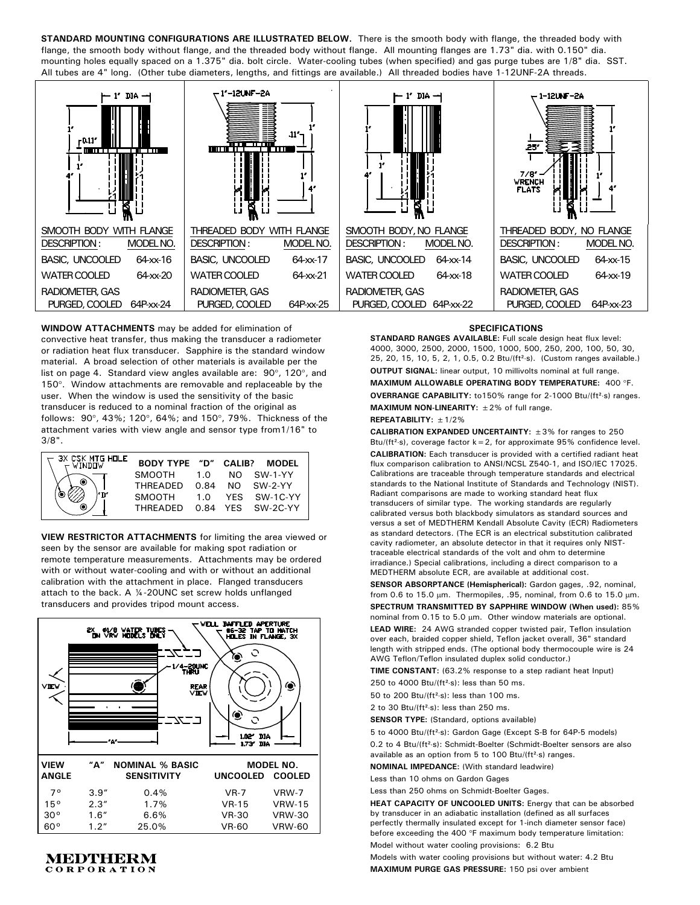**STANDARD MOUNTING CONFIGURATIONS ARE ILLUSTRATED BELOW.** There is the smooth body with flange, the threaded body with flange, the smooth body without flange, and the threaded body without flange. All mounting flanges are 1.73" dia. with 0.150" dia. mounting holes equally spaced on a 1.375" dia. bolt circle. Water-cooling tubes (when specified) and gas purge tubes are 1/8" dia. SST. All tubes are 4" long. (Other tube diameters, lengths, and fittings are available.) All threaded bodies have 1-12UNF-2A threads.

| SMOOTH BODY WITH FLANGE | | THREADED BODY WITH FLANGE | | SMOOTH BODY, NO FLANGE | | THREADED BODY, NO FLANGE | |
|---|---|---|---|---|---|---|---|
| DESCRIPTION: | MODEL NO. | DESCRIPTION: | MODEL NO. | DESCRIPTION: | MODEL NO. | DESCRIPTION: | MODEL NO. |
| BASIC, UNCOOLED | 64-xx-16 | BASIC, UNCOOLED | 64-xx-17 | BASIC, UNCOOLED | 64-xx-14 | BASIC, UNCOOLED | 64-xx-15 |
| WATER COOLED | 64-xx-20 | WATER COOLED | 64-xx-21 | WATER COOLED | 64-xx-18 | WATER COOLED | 64-xx-19 |
| RADIOMETER, GAS PURGED, COOLED | 64P-xx-24 | RADIOMETER, GAS PURGED, COOLED | 64P-xx-25 | RADIOMETER, GAS PURGED, COOLED | 64P-xx-22 | RADIOMETER, GAS PURGED, COOLED | 64P-xx-23 |

**WINDOW ATTACHMENTS** may be added for elimination of convective heat transfer, thus making the transducer a radiometer or radiation heat flux transducer. Sapphire is the standard window material. A broad selection of other materials is available per the list on page 4. Standard view angles available are: 90°, 120°, and 150°. Window attachments are removable and replaceable by the user. When the window is used the sensitivity of the basic transducer is reduced to a nominal fraction of the original as follows: 90°, 43%; 120°, 64%; and 150°, 79%. Thickness of the attachment varies with view angle and sensor type from1/16" to 3/8".

| BODY TYPE | "D" | CALIB? | MODEL |
|---|---|---|---|
| SMOOTH | 1.0 | NO | SW-1-YY |
| THREADED | 0.84 | NO | SW-2-YY |
| SMOOTH | 1.0 | YES | SW-1C-YY |
| THREADED | 0.84 | YES | SW-2C-YY |

**VIEW RESTRICTOR ATTACHMENTS** for limiting the area viewed or seen by the sensor are available for making spot radiation or remote temperature measurements. Attachments may be ordered with or without water-cooling and with or without an additional calibration with the attachment in place. Flanged transducers attach to the back. A ¼-20UNC set screw holds unflanged transducers and provides tripod mount access.

| VIEW ANGLE | "A" | NOMINAL % BASIC SENSITIVITY | MODEL NO. UNCOOLED | MODEL NO. COOLED |
|---|---|---|---|---|
| 7° | 3.9" | 0.4% | VR-7 | VRW-7 |
| 15° | 2.3" | 1.7% | VR-15 | VRW-15 |
| 30° | 1.6" | 6.6% | VR-30 | VRW-30 |
| 60° | 1.2" | 25.0% | VR-60 | VRW-60 |

MEDTHERM CORPORATION

## SPECIFICATIONS

**STANDARD RANGES AVAILABLE:** Full scale design heat flux level: 4000, 3000, 2500, 2000, 1500, 1000, 500, 250, 200, 100, 50, 30, 25, 20, 15, 10, 5, 2, 1, 0.5, 0.2 Btu/(ft²·s). (Custom ranges available.)

**OUTPUT SIGNAL:** linear output, 10 millivolts nominal at full range.

**MAXIMUM ALLOWABLE OPERATING BODY TEMPERATURE:** 400 °F.

**OVERRANGE CAPABILITY:** to150% range for 2-1000 Btu/(ft²·s) ranges.

**MAXIMUM NON-LINEARITY:** ±2% of full range.

**REPEATABILITY:** ±1/2%

**CALIBRATION EXPANDED UNCERTAINTY:** ±3% for ranges to 250 Btu/(ft²·s), coverage factor k=2, for approximate 95% confidence level.

**CALIBRATION:** Each transducer is provided with a certified radiant heat flux comparison calibration to ANSI/NCSL Z540-1, and ISO/IEC 17025. Calibrations are traceable through temperature standards and electrical standards to the National Institute of Standards and Technology (NIST). Radiant comparisons are made to working standard heat flux transducers of similar type. The working standards are regularly calibrated versus both blackbody simulators as standard sources and versus a set of MEDTHERM Kendall Absolute Cavity (ECR) Radiometers as standard detectors. (The ECR is an electrical substitution calibrated cavity radiometer, an absolute detector in that it requires only NIST-traceable electrical standards of the volt and ohm to determine irradiance.) Special calibrations, including a direct comparison to a MEDTHERM absolute ECR, are available at additional cost.

**SENSOR ABSORPTANCE (Hemispherical):** Gardon gages, .92, nominal, from 0.6 to 15.0 µm. Thermopiles, .95, nominal, from 0.6 to 15.0 µm.

**SPECTRUM TRANSMITTED BY SAPPHIRE WINDOW (When used):** 85% nominal from 0.15 to 5.0 µm. Other window materials are optional.

**LEAD WIRE:** 24 AWG stranded copper twisted pair, Teflon insulation over each, braided copper shield, Teflon jacket overall, 36" standard length with stripped ends. (The optional body thermocouple wire is 24 AWG Teflon/Teflon insulated duplex solid conductor.)

**TIME CONSTANT:** (63.2% response to a step radiant heat Input)

250 to 4000 Btu/(ft²·s): less than 50 ms.

50 to 200 Btu/(ft²·s): less than 100 ms.

2 to 30 Btu/(ft²·s): less than 250 ms.

**SENSOR TYPE:** (Standard, options available)

5 to 4000 Btu/(ft²·s): Gardon Gage (Except S-B for 64P-5 models)

0.2 to 4 Btu/(ft²·s): Schmidt-Boelter (Schmidt-Boelter sensors are also available as an option from 5 to 100 Btu/(ft²·s) ranges.

**NOMINAL IMPEDANCE:** (With standard leadwire)

Less than 10 ohms on Gardon Gages

Less than 250 ohms on Schmidt-Boelter Gages.

**HEAT CAPACITY OF UNCOOLED UNITS:** Energy that can be absorbed by transducer in an adiabatic installation (defined as all surfaces perfectly thermally insulated except for 1-inch diameter sensor face) before exceeding the 400 °F maximum body temperature limitation:

Model without water cooling provisions: 6.2 Btu

Models with water cooling provisions but without water: 4.2 Btu

**MAXIMUM PURGE GAS PRESSURE:** 150 psi over ambient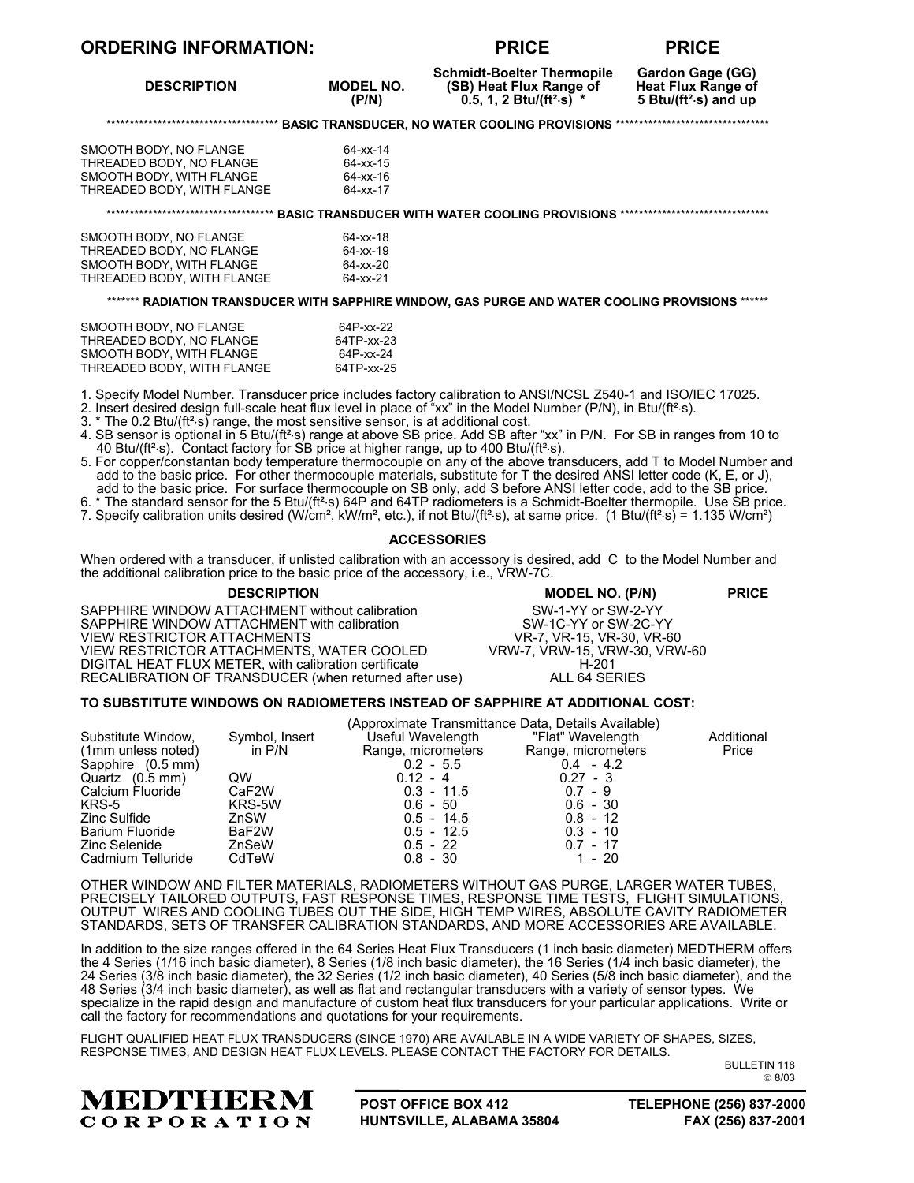## ORDERING INFORMATION:

| DESCRIPTION | MODEL NO. (P/N) | PRICE Schmidt-Boelter Thermopile (SB) Heat Flux Range of 0.5, 1, 2 Btu/(ft²·s) * | PRICE Gardon Gage (GG) Heat Flux Range of 5 Btu/(ft²·s) and up |
|---|---|---|---|
| ************************************ **BASIC TRANSDUCER, NO WATER COOLING PROVISIONS** ********************************* | | | |
| SMOOTH BODY, NO FLANGE | 64-xx-14 | | |
| THREADED BODY, NO FLANGE | 64-xx-15 | | |
| SMOOTH BODY, WITH FLANGE | 64-xx-16 | | |
| THREADED BODY, WITH FLANGE | 64-xx-17 | | |
| *********************************** **BASIC TRANSDUCER WITH WATER COOLING PROVISIONS** ******************************** | | | |
| SMOOTH BODY, NO FLANGE | 64-xx-18 | | |
| THREADED BODY, NO FLANGE | 64-xx-19 | | |
| SMOOTH BODY, WITH FLANGE | 64-xx-20 | | |
| THREADED BODY, WITH FLANGE | 64-xx-21 | | |
| ******* **RADIATION TRANSDUCER WITH SAPPHIRE WINDOW, GAS PURGE AND WATER COOLING PROVISIONS** ****** | | | |
| SMOOTH BODY, NO FLANGE | 64P-xx-22 | | |
| THREADED BODY, NO FLANGE | 64TP-xx-23 | | |
| SMOOTH BODY, WITH FLANGE | 64P-xx-24 | | |
| THREADED BODY, WITH FLANGE | 64TP-xx-25 | | |

1. Specify Model Number. Transducer price includes factory calibration to ANSI/NCSL Z540-1 and ISO/IEC 17025.
2. Insert desired design full-scale heat flux level in place of "xx" in the Model Number (P/N), in Btu/(ft²·s).
3. * The 0.2 Btu/(ft²·s) range, the most sensitive sensor, is at additional cost.
4. SB sensor is optional in 5 Btu/(ft²·s) range at above SB price. Add SB after "xx" in P/N. For SB in ranges from 10 to 40 Btu/(ft²·s). Contact factory for SB price at higher range, up to 400 Btu/(ft²·s).
5. For copper/constantan body temperature thermocouple on any of the above transducers, add T to Model Number and add to the basic price. For other thermocouple materials, substitute for T the desired ANSI letter code (K, E, or J), add to the basic price. For surface thermocouple on SB only, add S before ANSI letter code, add to the SB price.
6. * The standard sensor for the 5 Btu/(ft²·s) 64P and 64TP radiometers is a Schmidt-Boelter thermopile. Use SB price.
7. Specify calibration units desired (W/cm², kW/m², etc.), if not Btu/(ft²·s), at same price. (1 Btu/(ft²·s) = 1.135 W/cm²)

### ACCESSORIES

When ordered with a transducer, if unlisted calibration with an accessory is desired, add C to the Model Number and the additional calibration price to the basic price of the accessory, i.e., VRW-7C.

| DESCRIPTION | MODEL NO. (P/N) | PRICE |
|---|---|---|
| SAPPHIRE WINDOW ATTACHMENT without calibration | SW-1-YY or SW-2-YY | |
| SAPPHIRE WINDOW ATTACHMENT with calibration | SW-1C-YY or SW-2C-YY | |
| VIEW RESTRICTOR ATTACHMENTS | VR-7, VR-15, VR-30, VR-60 | |
| VIEW RESTRICTOR ATTACHMENTS, WATER COOLED | VRW-7, VRW-15, VRW-30, VRW-60 | |
| DIGITAL HEAT FLUX METER, with calibration certificate | H-201 | |
| RECALIBRATION OF TRANSDUCER (when returned after use) | ALL 64 SERIES | |

### TO SUBSTITUTE WINDOWS ON RADIOMETERS INSTEAD OF SAPPHIRE AT ADDITIONAL COST:

(Approximate Transmittance Data, Details Available)

| Substitute Window, (1mm unless noted) | Symbol, Insert in P/N | Useful Wavelength Range, micrometers | "Flat" Wavelength Range, micrometers | Additional Price |
|---|---|---|---|---|
| Sapphire (0.5 mm) | | 0.2 - 5.5 | 0.4 - 4.2 | |
| Quartz (0.5 mm) | QW | 0.12 - 4 | 0.27 - 3 | |
| Calcium Fluoride | CaF2W | 0.3 - 11.5 | 0.7 - 9 | |
| KRS-5 | KRS-5W | 0.6 - 50 | 0.6 - 30 | |
| Zinc Sulfide | ZnSW | 0.5 - 14.5 | 0.8 - 12 | |
| Barium Fluoride | BaF2W | 0.5 - 12.5 | 0.3 - 10 | |
| Zinc Selenide | ZnSeW | 0.5 - 22 | 0.7 - 17 | |
| Cadmium Telluride | CdTeW | 0.8 - 30 | 1 - 20 | |

OTHER WINDOW AND FILTER MATERIALS, RADIOMETERS WITHOUT GAS PURGE, LARGER WATER TUBES, PRECISELY TAILORED OUTPUTS, FAST RESPONSE TIMES, RESPONSE TIME TESTS, FLIGHT SIMULATIONS, OUTPUT WIRES AND COOLING TUBES OUT THE SIDE, HIGH TEMP WIRES, ABSOLUTE CAVITY RADIOMETER STANDARDS, SETS OF TRANSFER CALIBRATION STANDARDS, AND MORE ACCESSORIES ARE AVAILABLE.

In addition to the size ranges offered in the 64 Series Heat Flux Transducers (1 inch basic diameter) MEDTHERM offers the 4 Series (1/16 inch basic diameter), 8 Series (1/8 inch basic diameter), the 16 Series (1/4 inch basic diameter), the 24 Series (3/8 inch basic diameter), the 32 Series (1/2 inch basic diameter), 40 Series (5/8 inch basic diameter), and the 48 Series (3/4 inch basic diameter), as well as flat and rectangular transducers with a variety of sensor types. We specialize in the rapid design and manufacture of custom heat flux transducers for your particular applications. Write or call the factory for recommendations and quotations for your requirements.

FLIGHT QUALIFIED HEAT FLUX TRANSDUCERS (SINCE 1970) ARE AVAILABLE IN A WIDE VARIETY OF SHAPES, SIZES, RESPONSE TIMES, AND DESIGN HEAT FLUX LEVELS. PLEASE CONTACT THE FACTORY FOR DETAILS.

BULLETIN 118
© 8/03

**MEDTHERM CORPORATION**

POST OFFICE BOX 412
HUNTSVILLE, ALABAMA 35804

TELEPHONE (256) 837-2000
FAX (256) 837-2001